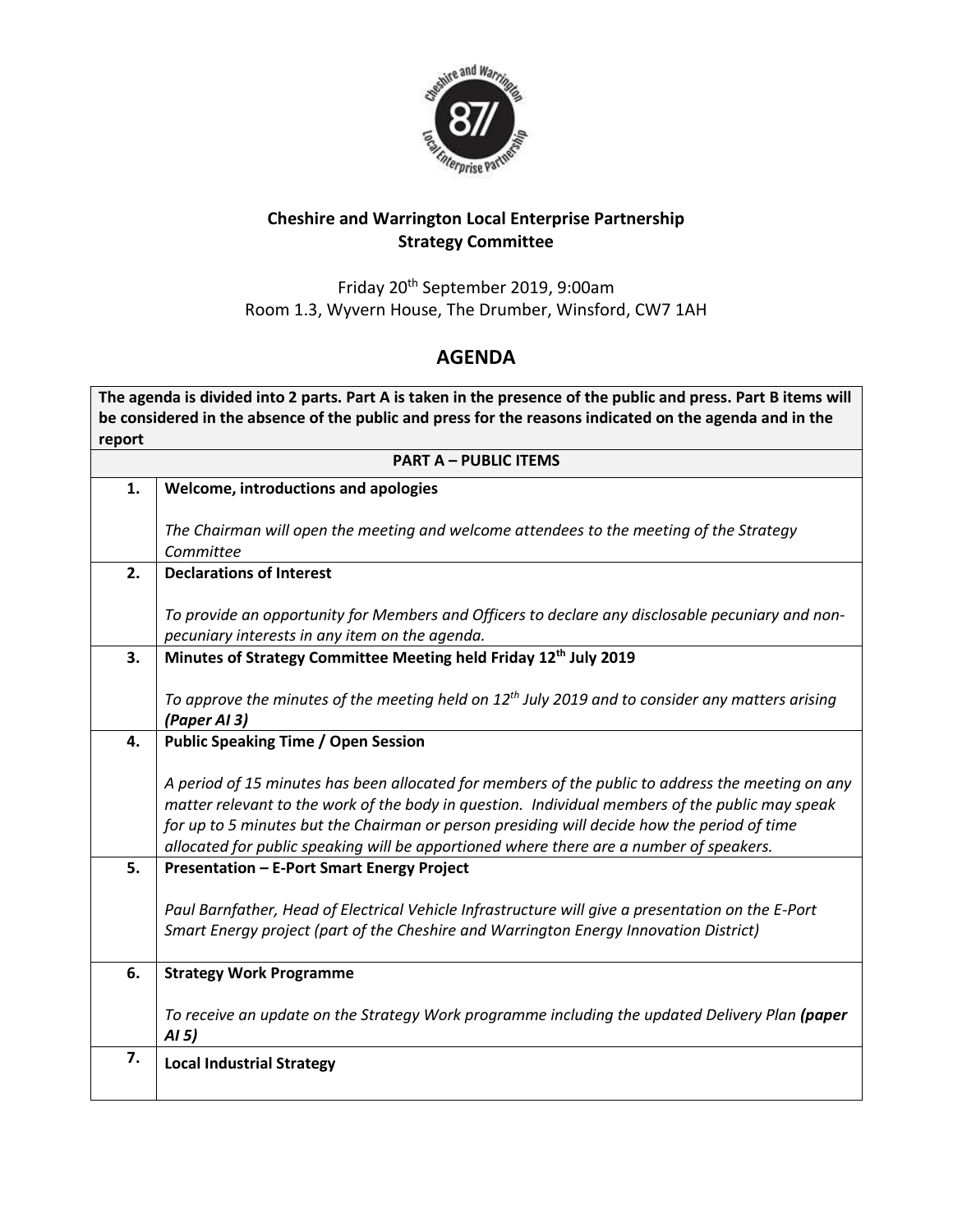**Cheshire and Warrington Local Enterprise Partnership**
**Strategy Committee**

Friday 20th September 2019, 9:00am
Room 1.3, Wyvern House, The Drumber, Winsford, CW7 1AH

# AGENDA

| | |
|---|---|
| **The agenda is divided into 2 parts. Part A is taken in the presence of the public and press. Part B items will be considered in the absence of the public and press for the reasons indicated on the agenda and in the report** | |
| **PART A – PUBLIC ITEMS** | |
| **1.** | **Welcome, introductions and apologies**<br><br>*The Chairman will open the meeting and welcome attendees to the meeting of the Strategy Committee* |
| **2.** | **Declarations of Interest**<br><br>*To provide an opportunity for Members and Officers to declare any disclosable pecuniary and non-pecuniary interests in any item on the agenda.* |
| **3.** | **Minutes of Strategy Committee Meeting held Friday 12th July 2019**<br><br>*To approve the minutes of the meeting held on 12th July 2019 and to consider any matters arising* ***(Paper AI 3)*** |
| **4.** | **Public Speaking Time / Open Session**<br><br>*A period of 15 minutes has been allocated for members of the public to address the meeting on any matter relevant to the work of the body in question. Individual members of the public may speak for up to 5 minutes but the Chairman or person presiding will decide how the period of time allocated for public speaking will be apportioned where there are a number of speakers.* |
| **5.** | **Presentation – E-Port Smart Energy Project**<br><br>*Paul Barnfather, Head of Electrical Vehicle Infrastructure will give a presentation on the E-Port Smart Energy project (part of the Cheshire and Warrington Energy Innovation District)* |
| **6.** | **Strategy Work Programme**<br><br>*To receive an update on the Strategy Work programme including the updated Delivery Plan* ***(paper AI 5)*** |
| **7.** | **Local Industrial Strategy** |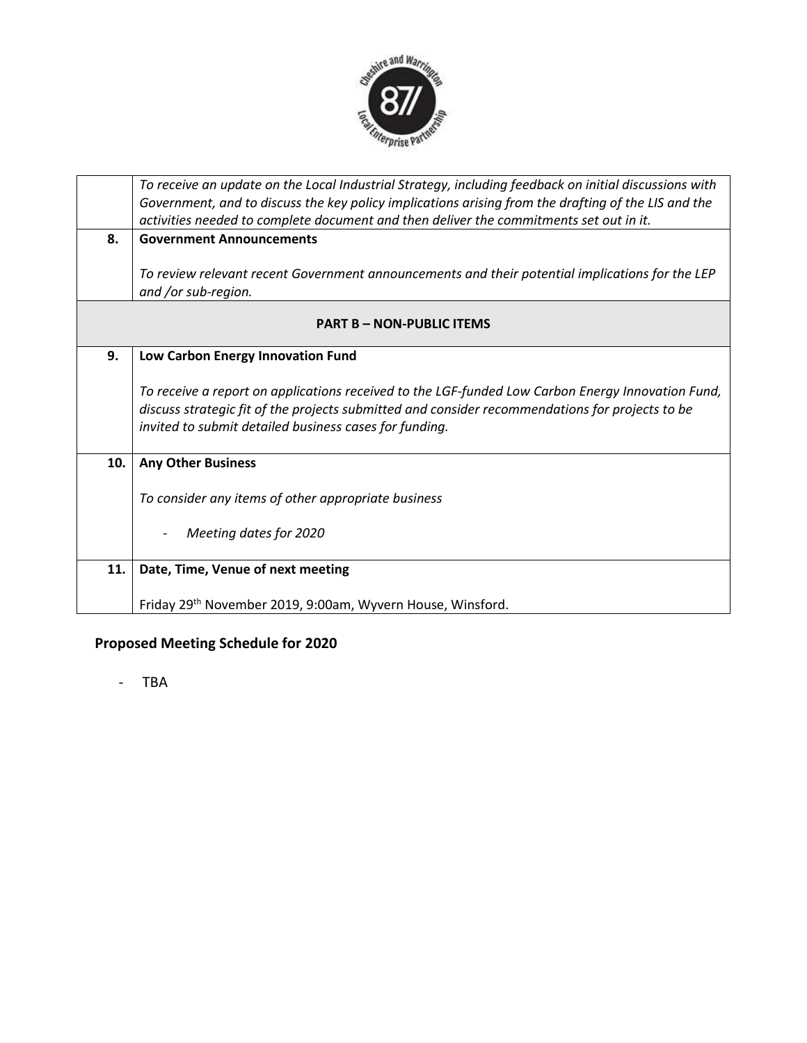| | |
|---|---|
| | *To receive an update on the Local Industrial Strategy, including feedback on initial discussions with Government, and to discuss the key policy implications arising from the drafting of the LIS and the activities needed to complete document and then deliver the commitments set out in it.* |
| **8.** | **Government Announcements**<br><br>*To review relevant recent Government announcements and their potential implications for the LEP and /or sub-region.* |
| | **PART B – NON-PUBLIC ITEMS** |
| **9.** | **Low Carbon Energy Innovation Fund**<br><br>*To receive a report on applications received to the LGF-funded Low Carbon Energy Innovation Fund, discuss strategic fit of the projects submitted and consider recommendations for projects to be invited to submit detailed business cases for funding.* |
| **10.** | **Any Other Business**<br><br>*To consider any items of other appropriate business*<br><br>- *Meeting dates for 2020* |
| **11.** | **Date, Time, Venue of next meeting**<br><br>Friday 29th November 2019, 9:00am, Wyvern House, Winsford. |

**Proposed Meeting Schedule for 2020**

- TBA